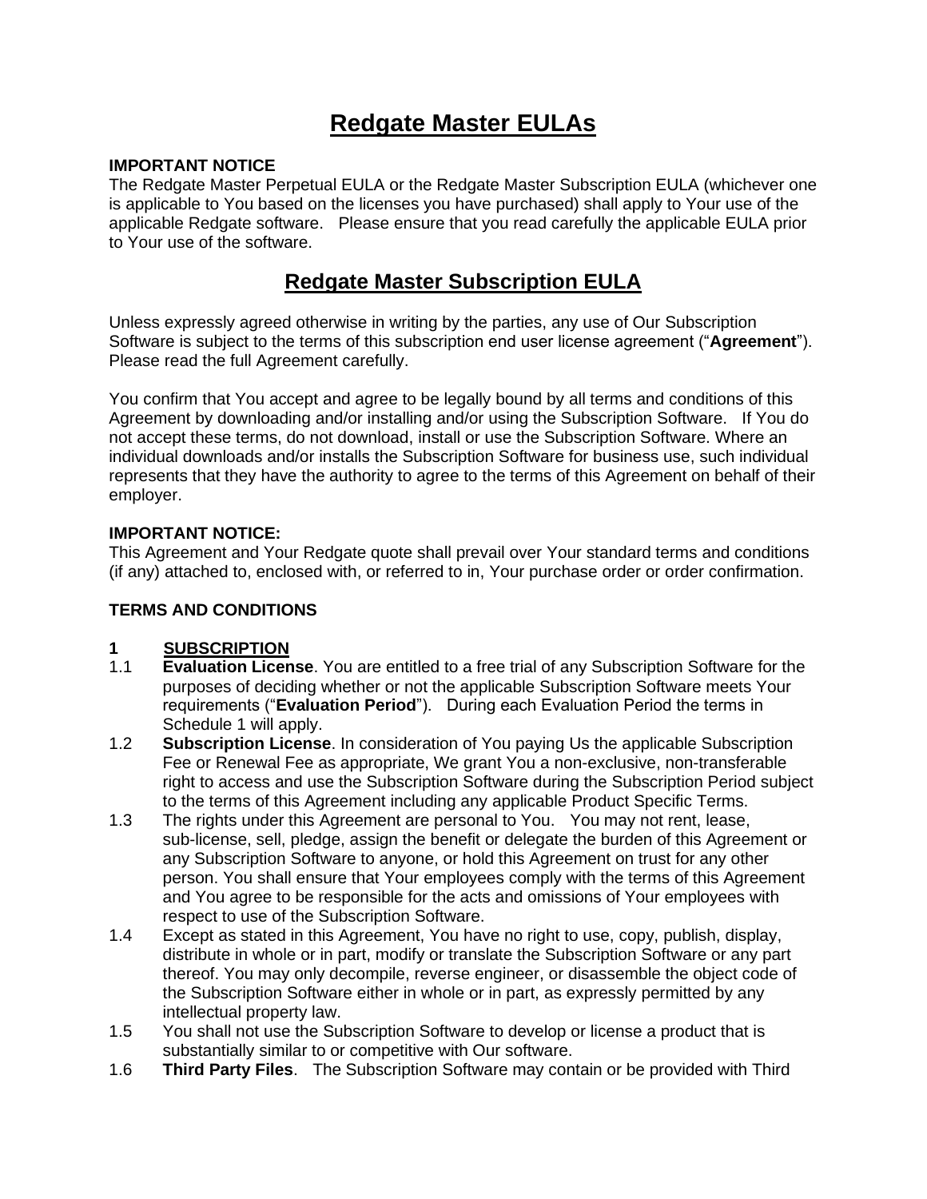# Redgate Master EULAs

**IMPORTANT NOTICE**

The Redgate Master Perpetual EULA or the Redgate Master Subscription EULA (whichever one is applicable to You based on the licenses you have purchased) shall apply to Your use of the applicable Redgate software. Please ensure that you read carefully the applicable EULA prior to Your use of the software.

## Redgate Master Subscription EULA

Unless expressly agreed otherwise in writing by the parties, any use of Our Subscription Software is subject to the terms of this subscription end user license agreement ("**Agreement**"). Please read the full Agreement carefully.

You confirm that You accept and agree to be legally bound by all terms and conditions of this Agreement by downloading and/or installing and/or using the Subscription Software. If You do not accept these terms, do not download, install or use the Subscription Software. Where an individual downloads and/or installs the Subscription Software for business use, such individual represents that they have the authority to agree to the terms of this Agreement on behalf of their employer.

**IMPORTANT NOTICE:**

This Agreement and Your Redgate quote shall prevail over Your standard terms and conditions (if any) attached to, enclosed with, or referred to in, Your purchase order or order confirmation.

**TERMS AND CONDITIONS**

**1 SUBSCRIPTION**

1.1 **Evaluation License**. You are entitled to a free trial of any Subscription Software for the purposes of deciding whether or not the applicable Subscription Software meets Your requirements ("**Evaluation Period**"). During each Evaluation Period the terms in Schedule 1 will apply.

1.2 **Subscription License**. In consideration of You paying Us the applicable Subscription Fee or Renewal Fee as appropriate, We grant You a non-exclusive, non-transferable right to access and use the Subscription Software during the Subscription Period subject to the terms of this Agreement including any applicable Product Specific Terms.

1.3 The rights under this Agreement are personal to You. You may not rent, lease, sub-license, sell, pledge, assign the benefit or delegate the burden of this Agreement or any Subscription Software to anyone, or hold this Agreement on trust for any other person. You shall ensure that Your employees comply with the terms of this Agreement and You agree to be responsible for the acts and omissions of Your employees with respect to use of the Subscription Software.

1.4 Except as stated in this Agreement, You have no right to use, copy, publish, display, distribute in whole or in part, modify or translate the Subscription Software or any part thereof. You may only decompile, reverse engineer, or disassemble the object code of the Subscription Software either in whole or in part, as expressly permitted by any intellectual property law.

1.5 You shall not use the Subscription Software to develop or license a product that is substantially similar to or competitive with Our software.

1.6 **Third Party Files**. The Subscription Software may contain or be provided with Third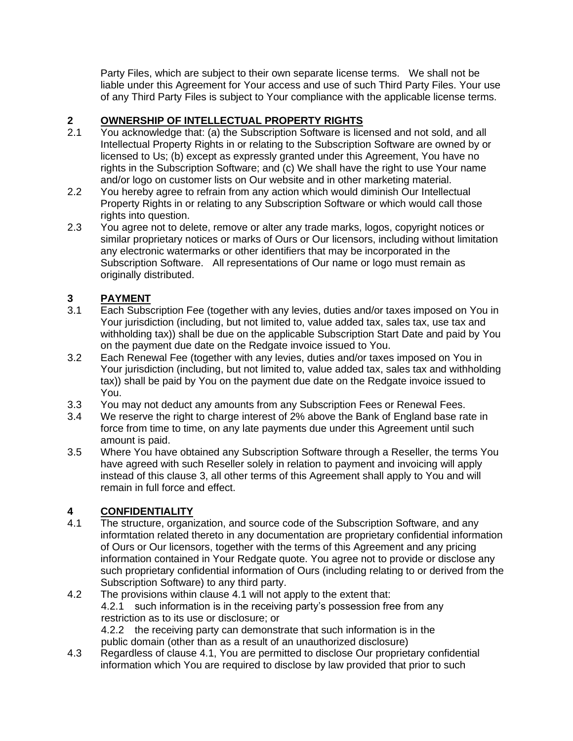Party Files, which are subject to their own separate license terms. We shall not be liable under this Agreement for Your access and use of such Third Party Files. Your use of any Third Party Files is subject to Your compliance with the applicable license terms.

## 2 OWNERSHIP OF INTELLECTUAL PROPERTY RIGHTS

2.1 You acknowledge that: (a) the Subscription Software is licensed and not sold, and all Intellectual Property Rights in or relating to the Subscription Software are owned by or licensed to Us; (b) except as expressly granted under this Agreement, You have no rights in the Subscription Software; and (c) We shall have the right to use Your name and/or logo on customer lists on Our website and in other marketing material.

2.2 You hereby agree to refrain from any action which would diminish Our Intellectual Property Rights in or relating to any Subscription Software or which would call those rights into question.

2.3 You agree not to delete, remove or alter any trade marks, logos, copyright notices or similar proprietary notices or marks of Ours or Our licensors, including without limitation any electronic watermarks or other identifiers that may be incorporated in the Subscription Software. All representations of Our name or logo must remain as originally distributed.

## 3 PAYMENT

3.1 Each Subscription Fee (together with any levies, duties and/or taxes imposed on You in Your jurisdiction (including, but not limited to, value added tax, sales tax, use tax and withholding tax)) shall be due on the applicable Subscription Start Date and paid by You on the payment due date on the Redgate invoice issued to You.

3.2 Each Renewal Fee (together with any levies, duties and/or taxes imposed on You in Your jurisdiction (including, but not limited to, value added tax, sales tax and withholding tax)) shall be paid by You on the payment due date on the Redgate invoice issued to You.

3.3 You may not deduct any amounts from any Subscription Fees or Renewal Fees.

3.4 We reserve the right to charge interest of 2% above the Bank of England base rate in force from time to time, on any late payments due under this Agreement until such amount is paid.

3.5 Where You have obtained any Subscription Software through a Reseller, the terms You have agreed with such Reseller solely in relation to payment and invoicing will apply instead of this clause 3, all other terms of this Agreement shall apply to You and will remain in full force and effect.

## 4 CONFIDENTIALITY

4.1 The structure, organization, and source code of the Subscription Software, and any informtation related thereto in any documentation are proprietary confidential information of Ours or Our licensors, together with the terms of this Agreement and any pricing information contained in Your Redgate quote. You agree not to provide or disclose any such proprietary confidential information of Ours (including relating to or derived from the Subscription Software) to any third party.

4.2 The provisions within clause 4.1 will not apply to the extent that:

4.2.1 such information is in the receiving party's possession free from any restriction as to its use or disclosure; or

4.2.2 the receiving party can demonstrate that such information is in the public domain (other than as a result of an unauthorized disclosure)

4.3 Regardless of clause 4.1, You are permitted to disclose Our proprietary confidential information which You are required to disclose by law provided that prior to such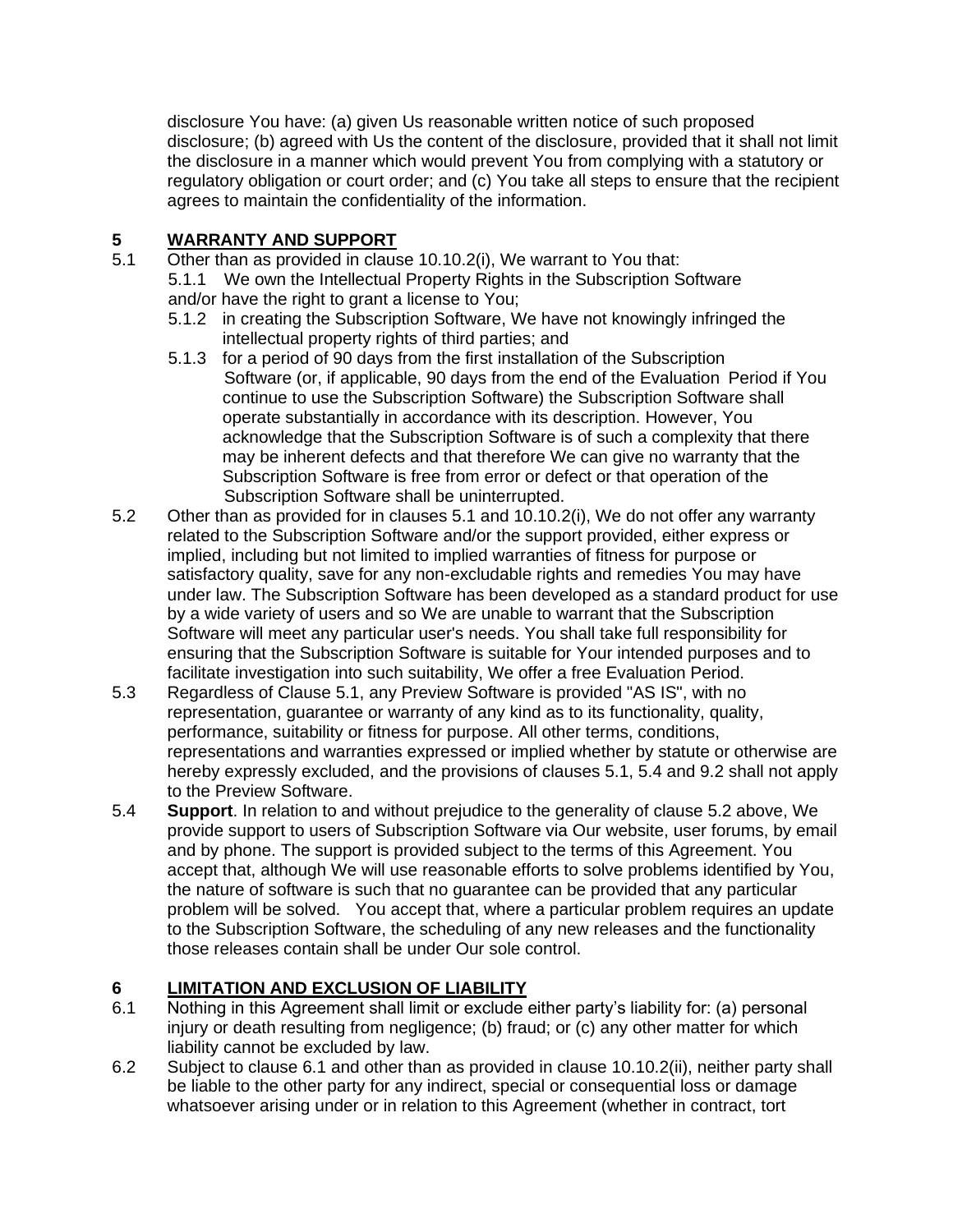disclosure You have: (a) given Us reasonable written notice of such proposed disclosure; (b) agreed with Us the content of the disclosure, provided that it shall not limit the disclosure in a manner which would prevent You from complying with a statutory or regulatory obligation or court order; and (c) You take all steps to ensure that the recipient agrees to maintain the confidentiality of the information.

## 5 WARRANTY AND SUPPORT

5.1 Other than as provided in clause 10.10.2(i), We warrant to You that:

5.1.1 We own the Intellectual Property Rights in the Subscription Software and/or have the right to grant a license to You;

5.1.2 in creating the Subscription Software, We have not knowingly infringed the intellectual property rights of third parties; and

5.1.3 for a period of 90 days from the first installation of the Subscription Software (or, if applicable, 90 days from the end of the Evaluation Period if You continue to use the Subscription Software) the Subscription Software shall operate substantially in accordance with its description. However, You acknowledge that the Subscription Software is of such a complexity that there may be inherent defects and that therefore We can give no warranty that the Subscription Software is free from error or defect or that operation of the Subscription Software shall be uninterrupted.

5.2 Other than as provided for in clauses 5.1 and 10.10.2(i), We do not offer any warranty related to the Subscription Software and/or the support provided, either express or implied, including but not limited to implied warranties of fitness for purpose or satisfactory quality, save for any non-excludable rights and remedies You may have under law. The Subscription Software has been developed as a standard product for use by a wide variety of users and so We are unable to warrant that the Subscription Software will meet any particular user's needs. You shall take full responsibility for ensuring that the Subscription Software is suitable for Your intended purposes and to facilitate investigation into such suitability, We offer a free Evaluation Period.

5.3 Regardless of Clause 5.1, any Preview Software is provided "AS IS", with no representation, guarantee or warranty of any kind as to its functionality, quality, performance, suitability or fitness for purpose. All other terms, conditions, representations and warranties expressed or implied whether by statute or otherwise are hereby expressly excluded, and the provisions of clauses 5.1, 5.4 and 9.2 shall not apply to the Preview Software.

5.4 **Support**. In relation to and without prejudice to the generality of clause 5.2 above, We provide support to users of Subscription Software via Our website, user forums, by email and by phone. The support is provided subject to the terms of this Agreement. You accept that, although We will use reasonable efforts to solve problems identified by You, the nature of software is such that no guarantee can be provided that any particular problem will be solved. You accept that, where a particular problem requires an update to the Subscription Software, the scheduling of any new releases and the functionality those releases contain shall be under Our sole control.

## 6 LIMITATION AND EXCLUSION OF LIABILITY

6.1 Nothing in this Agreement shall limit or exclude either party's liability for: (a) personal injury or death resulting from negligence; (b) fraud; or (c) any other matter for which liability cannot be excluded by law.

6.2 Subject to clause 6.1 and other than as provided in clause 10.10.2(ii), neither party shall be liable to the other party for any indirect, special or consequential loss or damage whatsoever arising under or in relation to this Agreement (whether in contract, tort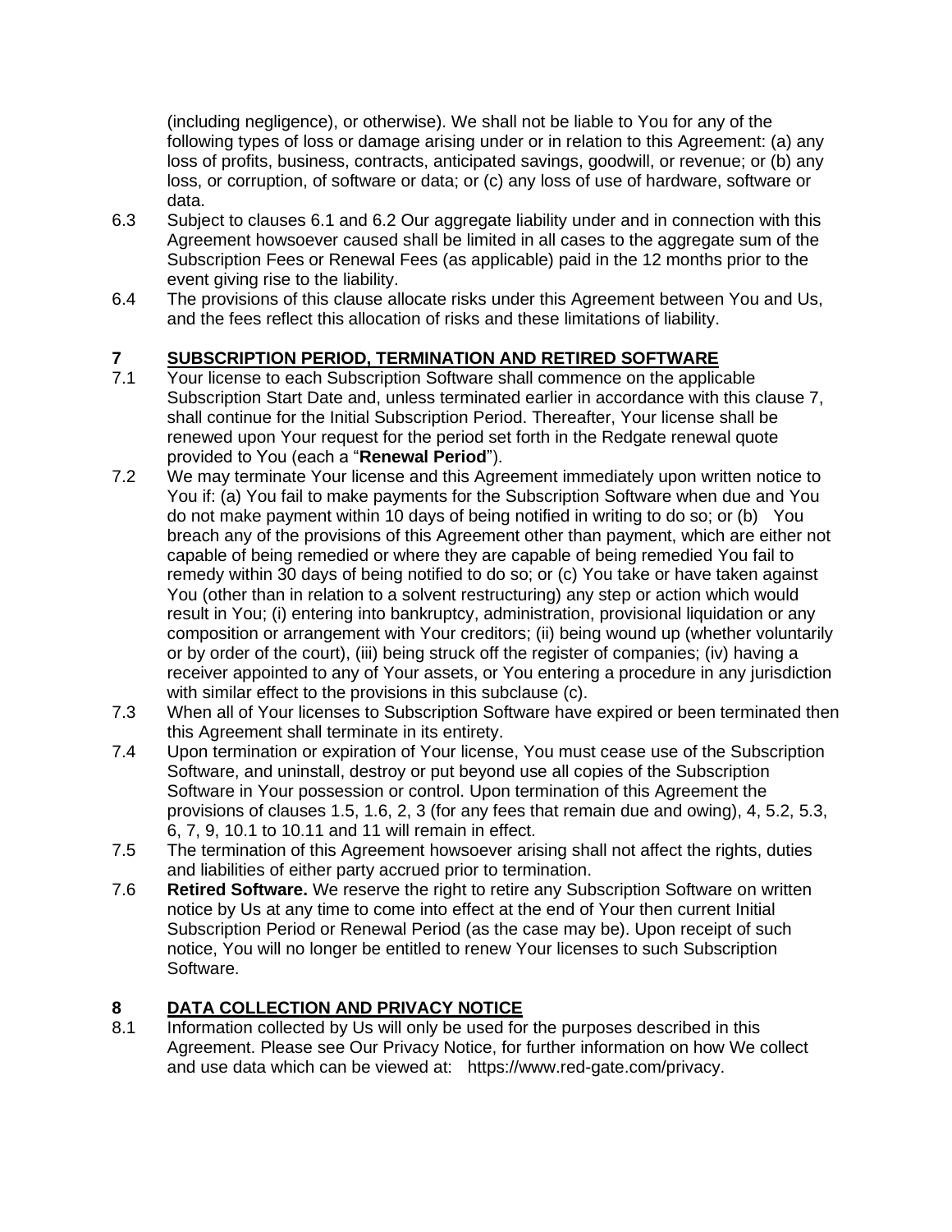(including negligence), or otherwise). We shall not be liable to You for any of the following types of loss or damage arising under or in relation to this Agreement: (a) any loss of profits, business, contracts, anticipated savings, goodwill, or revenue; or (b) any loss, or corruption, of software or data; or (c) any loss of use of hardware, software or data.

6.3 Subject to clauses 6.1 and 6.2 Our aggregate liability under and in connection with this Agreement howsoever caused shall be limited in all cases to the aggregate sum of the Subscription Fees or Renewal Fees (as applicable) paid in the 12 months prior to the event giving rise to the liability.

6.4 The provisions of this clause allocate risks under this Agreement between You and Us, and the fees reflect this allocation of risks and these limitations of liability.

## 7 SUBSCRIPTION PERIOD, TERMINATION AND RETIRED SOFTWARE

7.1 Your license to each Subscription Software shall commence on the applicable Subscription Start Date and, unless terminated earlier in accordance with this clause 7, shall continue for the Initial Subscription Period. Thereafter, Your license shall be renewed upon Your request for the period set forth in the Redgate renewal quote provided to You (each a "**Renewal Period**").

7.2 We may terminate Your license and this Agreement immediately upon written notice to You if: (a) You fail to make payments for the Subscription Software when due and You do not make payment within 10 days of being notified in writing to do so; or (b) You breach any of the provisions of this Agreement other than payment, which are either not capable of being remedied or where they are capable of being remedied You fail to remedy within 30 days of being notified to do so; or (c) You take or have taken against You (other than in relation to a solvent restructuring) any step or action which would result in You; (i) entering into bankruptcy, administration, provisional liquidation or any composition or arrangement with Your creditors; (ii) being wound up (whether voluntarily or by order of the court), (iii) being struck off the register of companies; (iv) having a receiver appointed to any of Your assets, or You entering a procedure in any jurisdiction with similar effect to the provisions in this subclause (c).

7.3 When all of Your licenses to Subscription Software have expired or been terminated then this Agreement shall terminate in its entirety.

7.4 Upon termination or expiration of Your license, You must cease use of the Subscription Software, and uninstall, destroy or put beyond use all copies of the Subscription Software in Your possession or control. Upon termination of this Agreement the provisions of clauses 1.5, 1.6, 2, 3 (for any fees that remain due and owing), 4, 5.2, 5.3, 6, 7, 9, 10.1 to 10.11 and 11 will remain in effect.

7.5 The termination of this Agreement howsoever arising shall not affect the rights, duties and liabilities of either party accrued prior to termination.

7.6 **Retired Software.** We reserve the right to retire any Subscription Software on written notice by Us at any time to come into effect at the end of Your then current Initial Subscription Period or Renewal Period (as the case may be). Upon receipt of such notice, You will no longer be entitled to renew Your licenses to such Subscription Software.

## 8 DATA COLLECTION AND PRIVACY NOTICE

8.1 Information collected by Us will only be used for the purposes described in this Agreement. Please see Our Privacy Notice, for further information on how We collect and use data which can be viewed at: https://www.red-gate.com/privacy.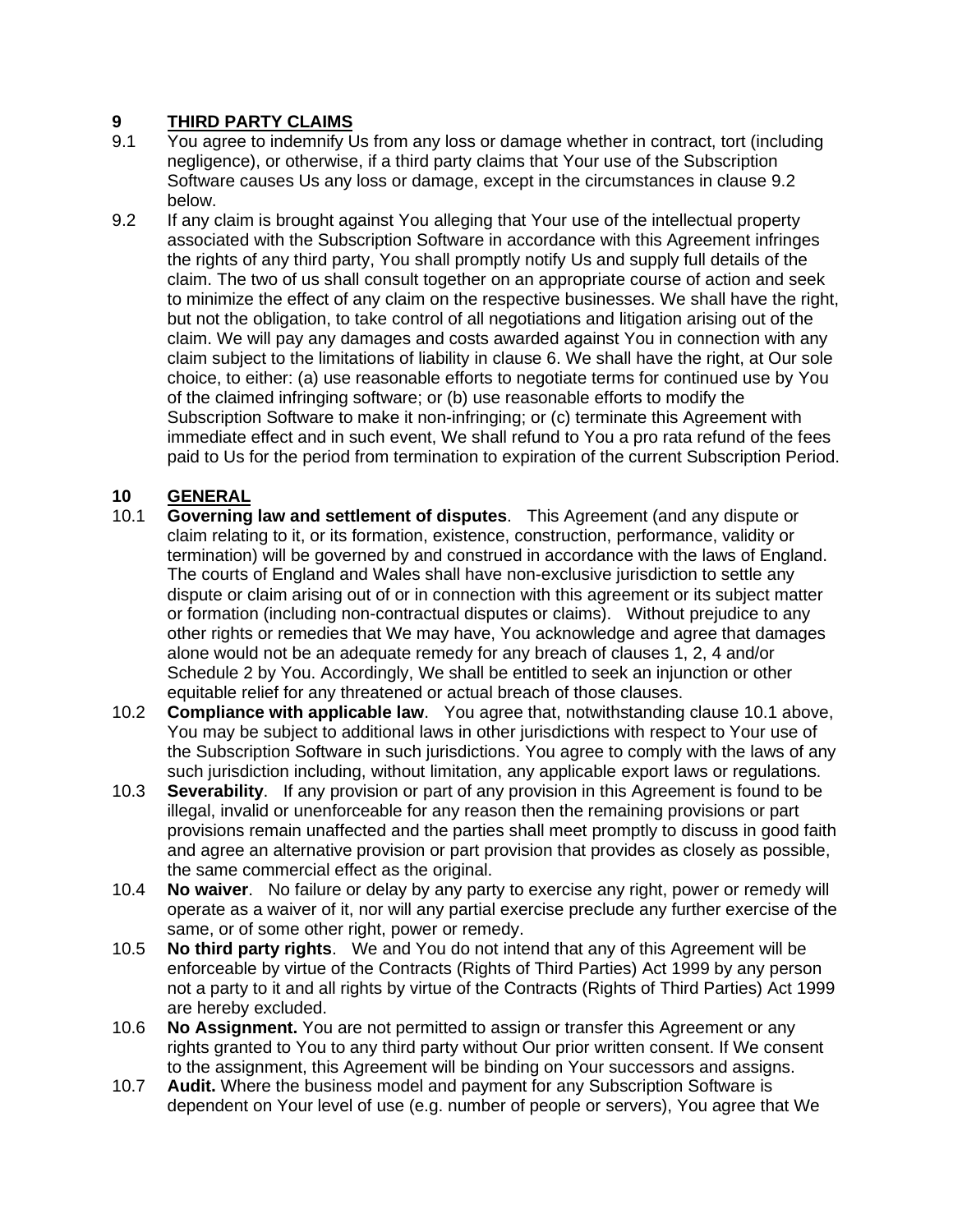## 9 THIRD PARTY CLAIMS

9.1 You agree to indemnify Us from any loss or damage whether in contract, tort (including negligence), or otherwise, if a third party claims that Your use of the Subscription Software causes Us any loss or damage, except in the circumstances in clause 9.2 below.

9.2 If any claim is brought against You alleging that Your use of the intellectual property associated with the Subscription Software in accordance with this Agreement infringes the rights of any third party, You shall promptly notify Us and supply full details of the claim. The two of us shall consult together on an appropriate course of action and seek to minimize the effect of any claim on the respective businesses. We shall have the right, but not the obligation, to take control of all negotiations and litigation arising out of the claim. We will pay any damages and costs awarded against You in connection with any claim subject to the limitations of liability in clause 6. We shall have the right, at Our sole choice, to either: (a) use reasonable efforts to negotiate terms for continued use by You of the claimed infringing software; or (b) use reasonable efforts to modify the Subscription Software to make it non-infringing; or (c) terminate this Agreement with immediate effect and in such event, We shall refund to You a pro rata refund of the fees paid to Us for the period from termination to expiration of the current Subscription Period.

## 10 GENERAL

10.1 **Governing law and settlement of disputes**. This Agreement (and any dispute or claim relating to it, or its formation, existence, construction, performance, validity or termination) will be governed by and construed in accordance with the laws of England. The courts of England and Wales shall have non-exclusive jurisdiction to settle any dispute or claim arising out of or in connection with this agreement or its subject matter or formation (including non-contractual disputes or claims). Without prejudice to any other rights or remedies that We may have, You acknowledge and agree that damages alone would not be an adequate remedy for any breach of clauses 1, 2, 4 and/or Schedule 2 by You. Accordingly, We shall be entitled to seek an injunction or other equitable relief for any threatened or actual breach of those clauses.

10.2 **Compliance with applicable law**. You agree that, notwithstanding clause 10.1 above, You may be subject to additional laws in other jurisdictions with respect to Your use of the Subscription Software in such jurisdictions. You agree to comply with the laws of any such jurisdiction including, without limitation, any applicable export laws or regulations.

10.3 **Severability**. If any provision or part of any provision in this Agreement is found to be illegal, invalid or unenforceable for any reason then the remaining provisions or part provisions remain unaffected and the parties shall meet promptly to discuss in good faith and agree an alternative provision or part provision that provides as closely as possible, the same commercial effect as the original.

10.4 **No waiver**. No failure or delay by any party to exercise any right, power or remedy will operate as a waiver of it, nor will any partial exercise preclude any further exercise of the same, or of some other right, power or remedy.

10.5 **No third party rights**. We and You do not intend that any of this Agreement will be enforceable by virtue of the Contracts (Rights of Third Parties) Act 1999 by any person not a party to it and all rights by virtue of the Contracts (Rights of Third Parties) Act 1999 are hereby excluded.

10.6 **No Assignment.** You are not permitted to assign or transfer this Agreement or any rights granted to You to any third party without Our prior written consent. If We consent to the assignment, this Agreement will be binding on Your successors and assigns.

10.7 **Audit.** Where the business model and payment for any Subscription Software is dependent on Your level of use (e.g. number of people or servers), You agree that We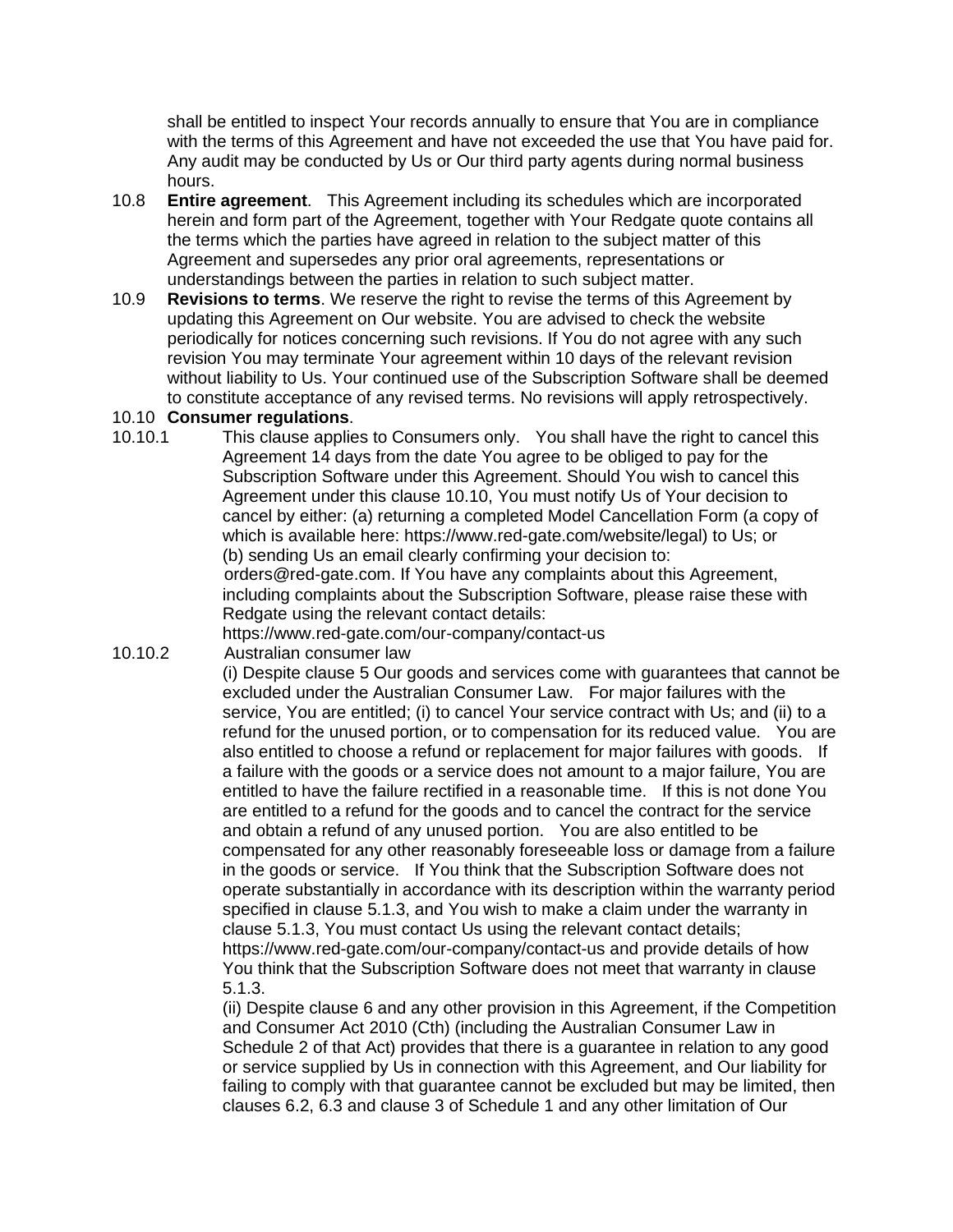shall be entitled to inspect Your records annually to ensure that You are in compliance with the terms of this Agreement and have not exceeded the use that You have paid for. Any audit may be conducted by Us or Our third party agents during normal business hours.

10.8 **Entire agreement**. This Agreement including its schedules which are incorporated herein and form part of the Agreement, together with Your Redgate quote contains all the terms which the parties have agreed in relation to the subject matter of this Agreement and supersedes any prior oral agreements, representations or understandings between the parties in relation to such subject matter.

10.9 **Revisions to terms**. We reserve the right to revise the terms of this Agreement by updating this Agreement on Our website. You are advised to check the website periodically for notices concerning such revisions. If You do not agree with any such revision You may terminate Your agreement within 10 days of the relevant revision without liability to Us. Your continued use of the Subscription Software shall be deemed to constitute acceptance of any revised terms. No revisions will apply retrospectively.

10.10 **Consumer regulations**.

10.10.1 This clause applies to Consumers only. You shall have the right to cancel this Agreement 14 days from the date You agree to be obliged to pay for the Subscription Software under this Agreement. Should You wish to cancel this Agreement under this clause 10.10, You must notify Us of Your decision to cancel by either: (a) returning a completed Model Cancellation Form (a copy of which is available here: https://www.red-gate.com/website/legal) to Us; or (b) sending Us an email clearly confirming your decision to: orders@red-gate.com. If You have any complaints about this Agreement, including complaints about the Subscription Software, please raise these with Redgate using the relevant contact details: https://www.red-gate.com/our-company/contact-us

10.10.2 Australian consumer law

(i) Despite clause 5 Our goods and services come with guarantees that cannot be excluded under the Australian Consumer Law. For major failures with the service, You are entitled; (i) to cancel Your service contract with Us; and (ii) to a refund for the unused portion, or to compensation for its reduced value. You are also entitled to choose a refund or replacement for major failures with goods. If a failure with the goods or a service does not amount to a major failure, You are entitled to have the failure rectified in a reasonable time. If this is not done You are entitled to a refund for the goods and to cancel the contract for the service and obtain a refund of any unused portion. You are also entitled to be compensated for any other reasonably foreseeable loss or damage from a failure in the goods or service. If You think that the Subscription Software does not operate substantially in accordance with its description within the warranty period specified in clause 5.1.3, and You wish to make a claim under the warranty in clause 5.1.3, You must contact Us using the relevant contact details; https://www.red-gate.com/our-company/contact-us and provide details of how You think that the Subscription Software does not meet that warranty in clause 5.1.3.

(ii) Despite clause 6 and any other provision in this Agreement, if the Competition and Consumer Act 2010 (Cth) (including the Australian Consumer Law in Schedule 2 of that Act) provides that there is a guarantee in relation to any good or service supplied by Us in connection with this Agreement, and Our liability for failing to comply with that guarantee cannot be excluded but may be limited, then clauses 6.2, 6.3 and clause 3 of Schedule 1 and any other limitation of Our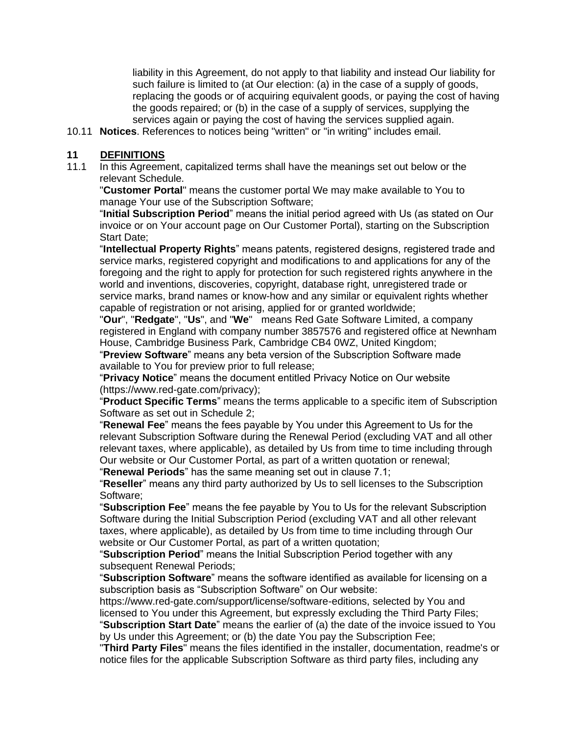liability in this Agreement, do not apply to that liability and instead Our liability for such failure is limited to (at Our election: (a) in the case of a supply of goods, replacing the goods or of acquiring equivalent goods, or paying the cost of having the goods repaired; or (b) in the case of a supply of services, supplying the services again or paying the cost of having the services supplied again.

10.11 **Notices**. References to notices being "written" or "in writing" includes email.

## 11 DEFINITIONS

11.1 In this Agreement, capitalized terms shall have the meanings set out below or the relevant Schedule.

"**Customer Portal**" means the customer portal We may make available to You to manage Your use of the Subscription Software;

"**Initial Subscription Period**" means the initial period agreed with Us (as stated on Our invoice or on Your account page on Our Customer Portal), starting on the Subscription Start Date;

"**Intellectual Property Rights**" means patents, registered designs, registered trade and service marks, registered copyright and modifications to and applications for any of the foregoing and the right to apply for protection for such registered rights anywhere in the world and inventions, discoveries, copyright, database right, unregistered trade or service marks, brand names or know-how and any similar or equivalent rights whether capable of registration or not arising, applied for or granted worldwide;

"**Our**", "**Redgate**", "**Us**", and "**We**" means Red Gate Software Limited, a company registered in England with company number 3857576 and registered office at Newnham House, Cambridge Business Park, Cambridge CB4 0WZ, United Kingdom;

"**Preview Software**" means any beta version of the Subscription Software made available to You for preview prior to full release;

"**Privacy Notice**" means the document entitled Privacy Notice on Our website (https://www.red-gate.com/privacy);

"**Product Specific Terms**" means the terms applicable to a specific item of Subscription Software as set out in Schedule 2;

"**Renewal Fee**" means the fees payable by You under this Agreement to Us for the relevant Subscription Software during the Renewal Period (excluding VAT and all other relevant taxes, where applicable), as detailed by Us from time to time including through Our website or Our Customer Portal, as part of a written quotation or renewal;

"**Renewal Periods**" has the same meaning set out in clause 7.1;

"**Reseller**" means any third party authorized by Us to sell licenses to the Subscription Software;

"**Subscription Fee**" means the fee payable by You to Us for the relevant Subscription Software during the Initial Subscription Period (excluding VAT and all other relevant taxes, where applicable), as detailed by Us from time to time including through Our website or Our Customer Portal, as part of a written quotation;

"**Subscription Period**" means the Initial Subscription Period together with any subsequent Renewal Periods;

"**Subscription Software**" means the software identified as available for licensing on a subscription basis as "Subscription Software" on Our website: https://www.red-gate.com/support/license/software-editions, selected by You and licensed to You under this Agreement, but expressly excluding the Third Party Files;

"**Subscription Start Date**" means the earlier of (a) the date of the invoice issued to You by Us under this Agreement; or (b) the date You pay the Subscription Fee;

"**Third Party Files**" means the files identified in the installer, documentation, readme's or notice files for the applicable Subscription Software as third party files, including any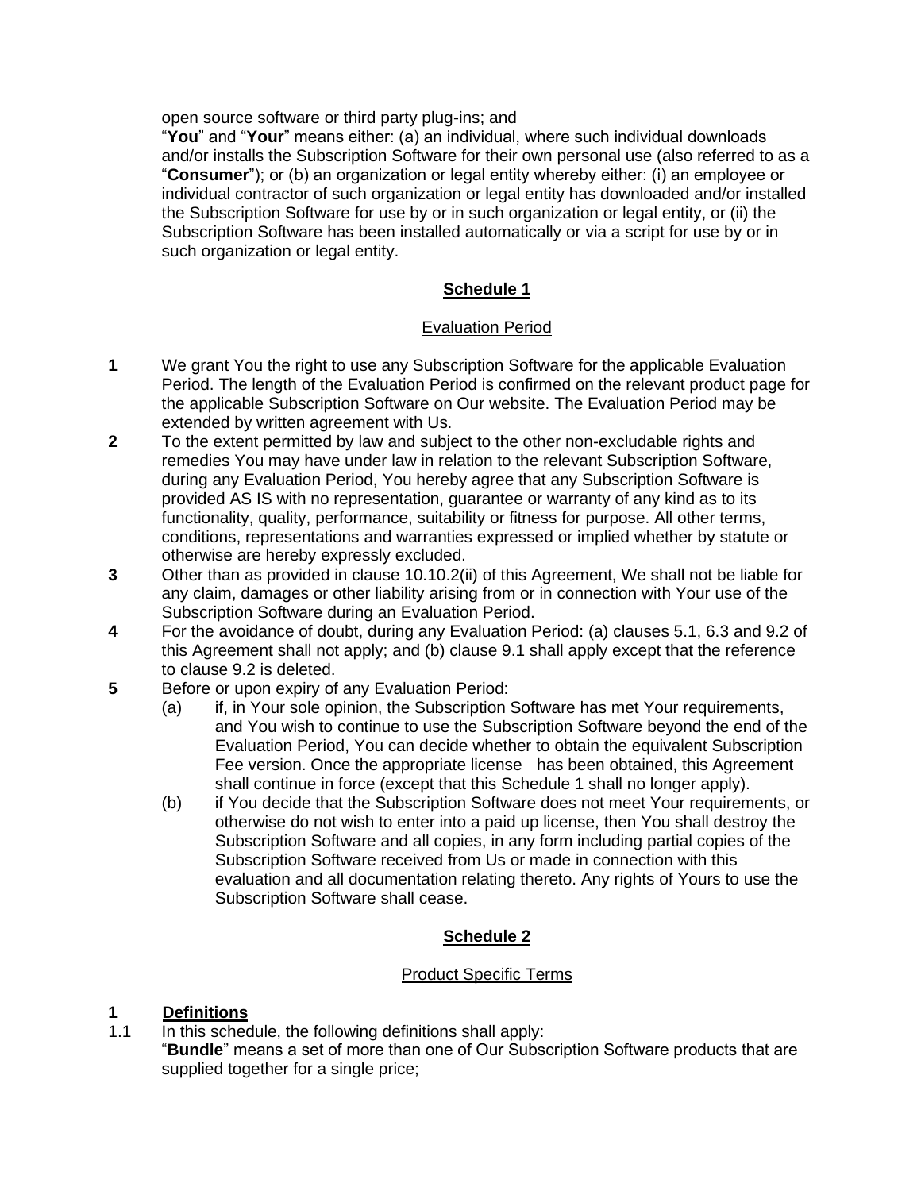open source software or third party plug-ins; and

"**You**" and "**Your**" means either: (a) an individual, where such individual downloads and/or installs the Subscription Software for their own personal use (also referred to as a "**Consumer**"); or (b) an organization or legal entity whereby either: (i) an employee or individual contractor of such organization or legal entity has downloaded and/or installed the Subscription Software for use by or in such organization or legal entity, or (ii) the Subscription Software has been installed automatically or via a script for use by or in such organization or legal entity.

## Schedule 1

### Evaluation Period

**1** We grant You the right to use any Subscription Software for the applicable Evaluation Period. The length of the Evaluation Period is confirmed on the relevant product page for the applicable Subscription Software on Our website. The Evaluation Period may be extended by written agreement with Us.

**2** To the extent permitted by law and subject to the other non-excludable rights and remedies You may have under law in relation to the relevant Subscription Software, during any Evaluation Period, You hereby agree that any Subscription Software is provided AS IS with no representation, guarantee or warranty of any kind as to its functionality, quality, performance, suitability or fitness for purpose. All other terms, conditions, representations and warranties expressed or implied whether by statute or otherwise are hereby expressly excluded.

**3** Other than as provided in clause 10.10.2(ii) of this Agreement, We shall not be liable for any claim, damages or other liability arising from or in connection with Your use of the Subscription Software during an Evaluation Period.

**4** For the avoidance of doubt, during any Evaluation Period: (a) clauses 5.1, 6.3 and 9.2 of this Agreement shall not apply; and (b) clause 9.1 shall apply except that the reference to clause 9.2 is deleted.

**5** Before or upon expiry of any Evaluation Period:

(a) if, in Your sole opinion, the Subscription Software has met Your requirements, and You wish to continue to use the Subscription Software beyond the end of the Evaluation Period, You can decide whether to obtain the equivalent Subscription Fee version. Once the appropriate license has been obtained, this Agreement shall continue in force (except that this Schedule 1 shall no longer apply).

(b) if You decide that the Subscription Software does not meet Your requirements, or otherwise do not wish to enter into a paid up license, then You shall destroy the Subscription Software and all copies, in any form including partial copies of the Subscription Software received from Us or made in connection with this evaluation and all documentation relating thereto. Any rights of Yours to use the Subscription Software shall cease.

## Schedule 2

### Product Specific Terms

**1 Definitions**

1.1 In this schedule, the following definitions shall apply:

"**Bundle**" means a set of more than one of Our Subscription Software products that are supplied together for a single price;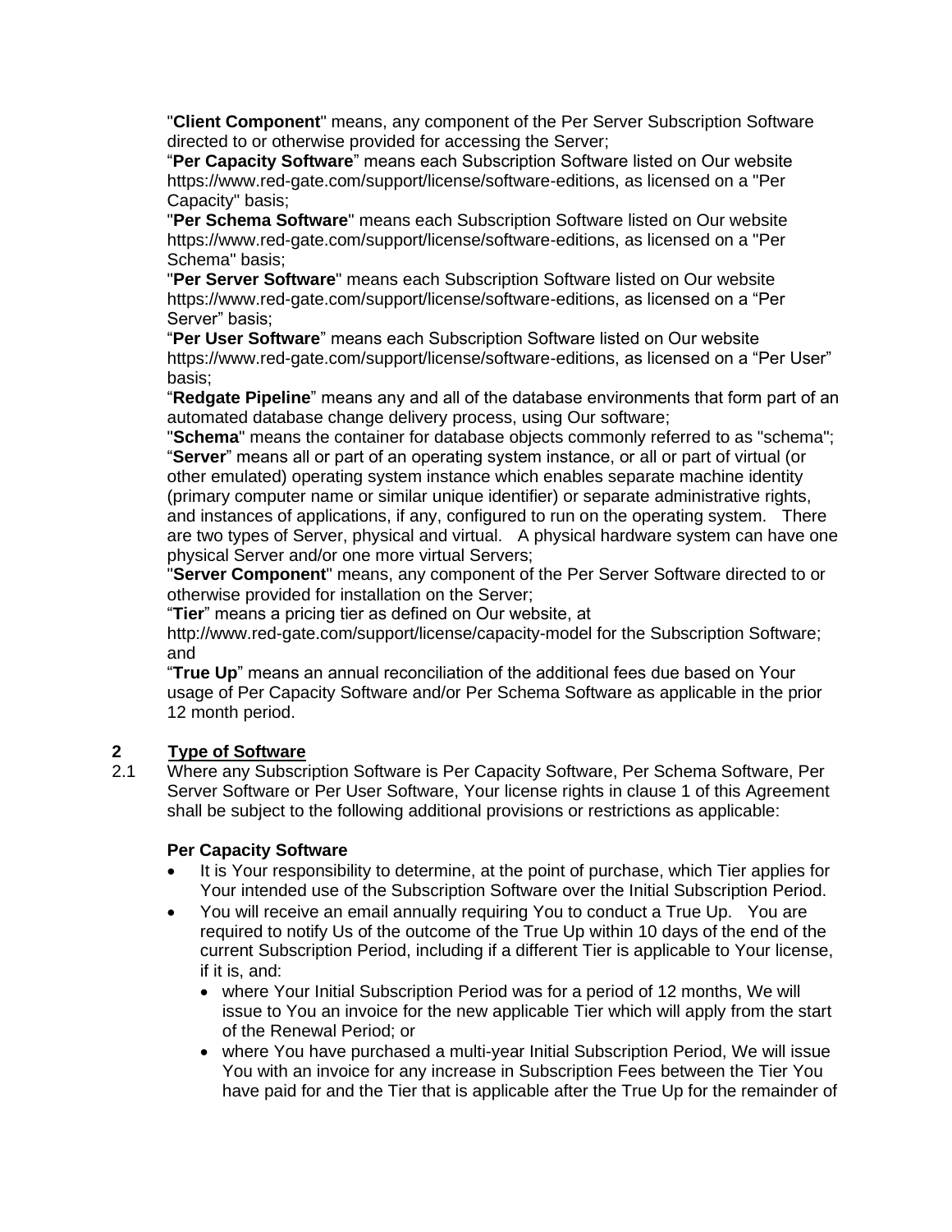"**Client Component**" means, any component of the Per Server Subscription Software directed to or otherwise provided for accessing the Server;

"**Per Capacity Software**" means each Subscription Software listed on Our website https://www.red-gate.com/support/license/software-editions, as licensed on a "Per Capacity" basis;

"**Per Schema Software**" means each Subscription Software listed on Our website https://www.red-gate.com/support/license/software-editions, as licensed on a "Per Schema" basis;

"**Per Server Software**" means each Subscription Software listed on Our website https://www.red-gate.com/support/license/software-editions, as licensed on a "Per Server" basis;

"**Per User Software**" means each Subscription Software listed on Our website https://www.red-gate.com/support/license/software-editions, as licensed on a "Per User" basis;

"**Redgate Pipeline**" means any and all of the database environments that form part of an automated database change delivery process, using Our software;

"**Schema**" means the container for database objects commonly referred to as "schema";

"**Server**" means all or part of an operating system instance, or all or part of virtual (or other emulated) operating system instance which enables separate machine identity (primary computer name or similar unique identifier) or separate administrative rights, and instances of applications, if any, configured to run on the operating system. There are two types of Server, physical and virtual. A physical hardware system can have one physical Server and/or one more virtual Servers;

"**Server Component**" means, any component of the Per Server Software directed to or otherwise provided for installation on the Server;

"**Tier**" means a pricing tier as defined on Our website, at http://www.red-gate.com/support/license/capacity-model for the Subscription Software; and

"**True Up**" means an annual reconciliation of the additional fees due based on Your usage of Per Capacity Software and/or Per Schema Software as applicable in the prior 12 month period.

## 2 Type of Software

2.1 Where any Subscription Software is Per Capacity Software, Per Schema Software, Per Server Software or Per User Software, Your license rights in clause 1 of this Agreement shall be subject to the following additional provisions or restrictions as applicable:

**Per Capacity Software**

- It is Your responsibility to determine, at the point of purchase, which Tier applies for Your intended use of the Subscription Software over the Initial Subscription Period.
- You will receive an email annually requiring You to conduct a True Up. You are required to notify Us of the outcome of the True Up within 10 days of the end of the current Subscription Period, including if a different Tier is applicable to Your license, if it is, and:
  - where Your Initial Subscription Period was for a period of 12 months, We will issue to You an invoice for the new applicable Tier which will apply from the start of the Renewal Period; or
  - where You have purchased a multi-year Initial Subscription Period, We will issue You with an invoice for any increase in Subscription Fees between the Tier You have paid for and the Tier that is applicable after the True Up for the remainder of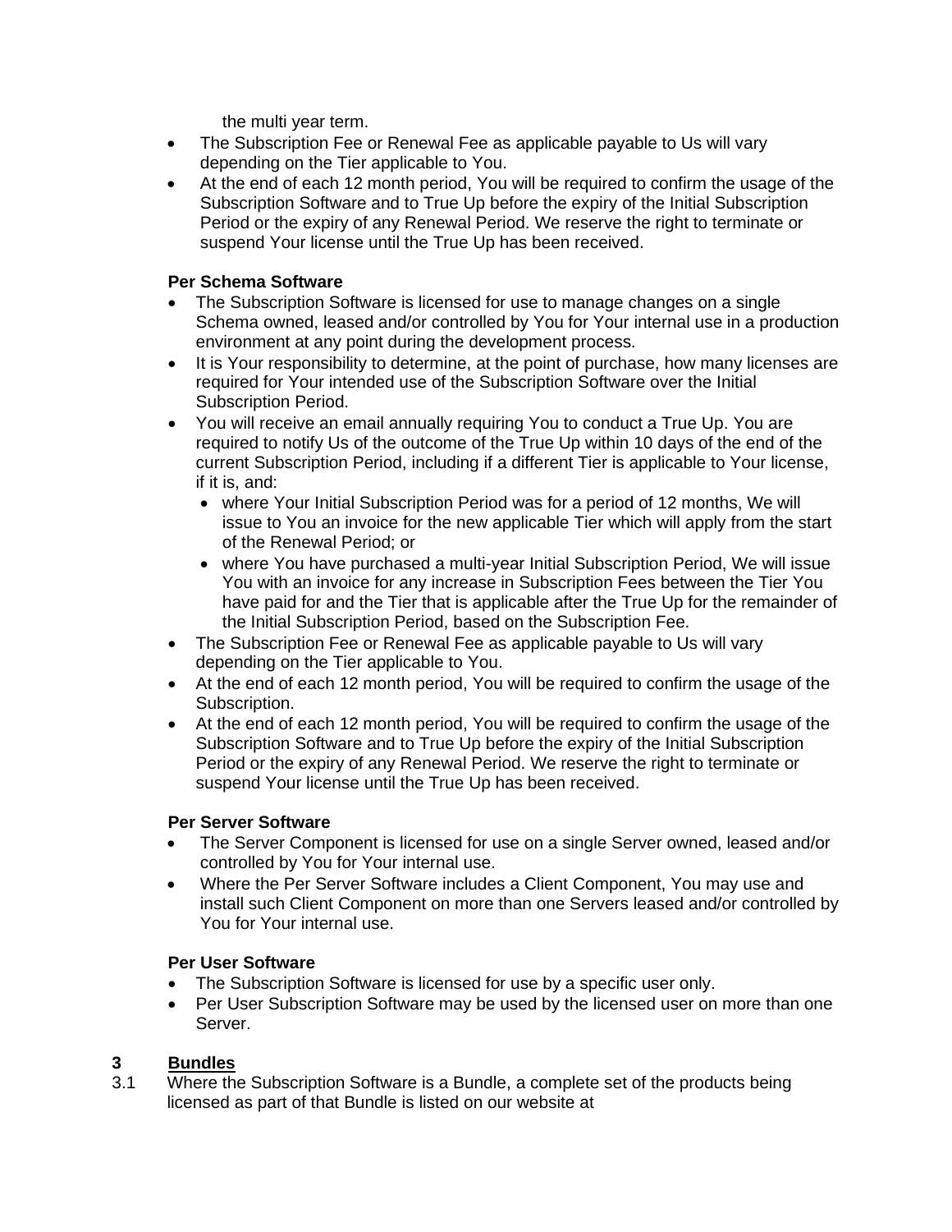the multi year term.

- The Subscription Fee or Renewal Fee as applicable payable to Us will vary depending on the Tier applicable to You.
- At the end of each 12 month period, You will be required to confirm the usage of the Subscription Software and to True Up before the expiry of the Initial Subscription Period or the expiry of any Renewal Period. We reserve the right to terminate or suspend Your license until the True Up has been received.

**Per Schema Software**

- The Subscription Software is licensed for use to manage changes on a single Schema owned, leased and/or controlled by You for Your internal use in a production environment at any point during the development process.
- It is Your responsibility to determine, at the point of purchase, how many licenses are required for Your intended use of the Subscription Software over the Initial Subscription Period.
- You will receive an email annually requiring You to conduct a True Up. You are required to notify Us of the outcome of the True Up within 10 days of the end of the current Subscription Period, including if a different Tier is applicable to Your license, if it is, and:
  - where Your Initial Subscription Period was for a period of 12 months, We will issue to You an invoice for the new applicable Tier which will apply from the start of the Renewal Period; or
  - where You have purchased a multi-year Initial Subscription Period, We will issue You with an invoice for any increase in Subscription Fees between the Tier You have paid for and the Tier that is applicable after the True Up for the remainder of the Initial Subscription Period, based on the Subscription Fee.
- The Subscription Fee or Renewal Fee as applicable payable to Us will vary depending on the Tier applicable to You.
- At the end of each 12 month period, You will be required to confirm the usage of the Subscription.
- At the end of each 12 month period, You will be required to confirm the usage of the Subscription Software and to True Up before the expiry of the Initial Subscription Period or the expiry of any Renewal Period. We reserve the right to terminate or suspend Your license until the True Up has been received.

**Per Server Software**

- The Server Component is licensed for use on a single Server owned, leased and/or controlled by You for Your internal use.
- Where the Per Server Software includes a Client Component, You may use and install such Client Component on more than one Servers leased and/or controlled by You for Your internal use.

**Per User Software**

- The Subscription Software is licensed for use by a specific user only.
- Per User Subscription Software may be used by the licensed user on more than one Server.

## 3 Bundles

3.1 Where the Subscription Software is a Bundle, a complete set of the products being licensed as part of that Bundle is listed on our website at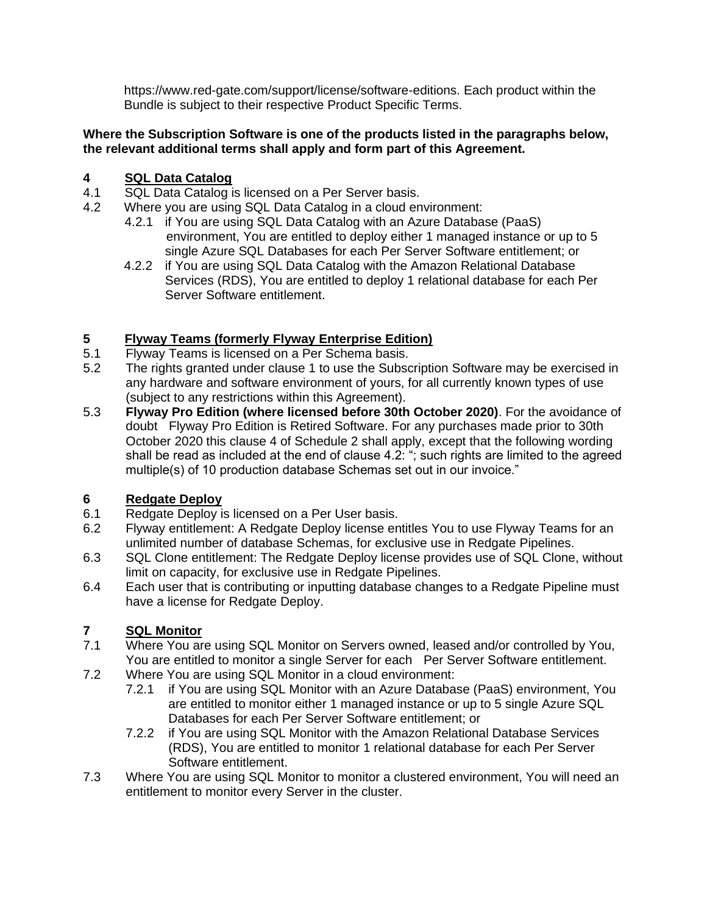https://www.red-gate.com/support/license/software-editions. Each product within the Bundle is subject to their respective Product Specific Terms.

**Where the Subscription Software is one of the products listed in the paragraphs below, the relevant additional terms shall apply and form part of this Agreement.**

## 4 SQL Data Catalog

4.1 SQL Data Catalog is licensed on a Per Server basis.

4.2 Where you are using SQL Data Catalog in a cloud environment:

- 4.2.1 if You are using SQL Data Catalog with an Azure Database (PaaS) environment, You are entitled to deploy either 1 managed instance or up to 5 single Azure SQL Databases for each Per Server Software entitlement; or
- 4.2.2 if You are using SQL Data Catalog with the Amazon Relational Database Services (RDS), You are entitled to deploy 1 relational database for each Per Server Software entitlement.

## 5 Flyway Teams (formerly Flyway Enterprise Edition)

5.1 Flyway Teams is licensed on a Per Schema basis.

5.2 The rights granted under clause 1 to use the Subscription Software may be exercised in any hardware and software environment of yours, for all currently known types of use (subject to any restrictions within this Agreement).

5.3 **Flyway Pro Edition (where licensed before 30th October 2020)**. For the avoidance of doubt Flyway Pro Edition is Retired Software. For any purchases made prior to 30th October 2020 this clause 4 of Schedule 2 shall apply, except that the following wording shall be read as included at the end of clause 4.2: "; such rights are limited to the agreed multiple(s) of 10 production database Schemas set out in our invoice."

## 6 Redgate Deploy

6.1 Redgate Deploy is licensed on a Per User basis.

6.2 Flyway entitlement: A Redgate Deploy license entitles You to use Flyway Teams for an unlimited number of database Schemas, for exclusive use in Redgate Pipelines.

6.3 SQL Clone entitlement: The Redgate Deploy license provides use of SQL Clone, without limit on capacity, for exclusive use in Redgate Pipelines.

6.4 Each user that is contributing or inputting database changes to a Redgate Pipeline must have a license for Redgate Deploy.

## 7 SQL Monitor

7.1 Where You are using SQL Monitor on Servers owned, leased and/or controlled by You, You are entitled to monitor a single Server for each Per Server Software entitlement.

7.2 Where You are using SQL Monitor in a cloud environment:

- 7.2.1 if You are using SQL Monitor with an Azure Database (PaaS) environment, You are entitled to monitor either 1 managed instance or up to 5 single Azure SQL Databases for each Per Server Software entitlement; or
- 7.2.2 if You are using SQL Monitor with the Amazon Relational Database Services (RDS), You are entitled to monitor 1 relational database for each Per Server Software entitlement.

7.3 Where You are using SQL Monitor to monitor a clustered environment, You will need an entitlement to monitor every Server in the cluster.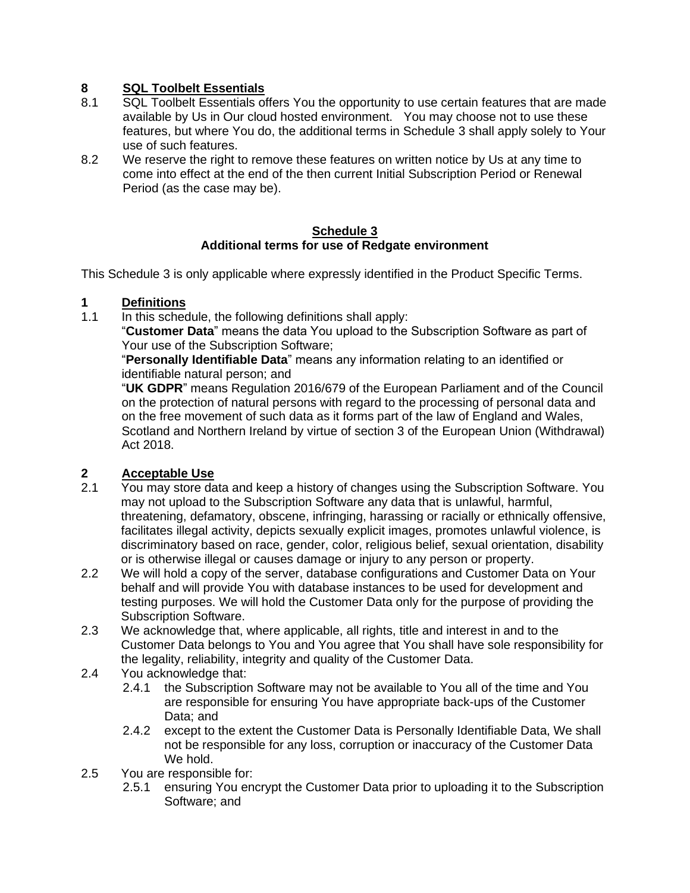## 8 SQL Toolbelt Essentials

8.1 SQL Toolbelt Essentials offers You the opportunity to use certain features that are made available by Us in Our cloud hosted environment. You may choose not to use these features, but where You do, the additional terms in Schedule 3 shall apply solely to Your use of such features.

8.2 We reserve the right to remove these features on written notice by Us at any time to come into effect at the end of the then current Initial Subscription Period or Renewal Period (as the case may be).

# Schedule 3

**Additional terms for use of Redgate environment**

This Schedule 3 is only applicable where expressly identified in the Product Specific Terms.

## 1 Definitions

1.1 In this schedule, the following definitions shall apply:

"**Customer Data**" means the data You upload to the Subscription Software as part of Your use of the Subscription Software;

"**Personally Identifiable Data**" means any information relating to an identified or identifiable natural person; and

"**UK GDPR**" means Regulation 2016/679 of the European Parliament and of the Council on the protection of natural persons with regard to the processing of personal data and on the free movement of such data as it forms part of the law of England and Wales, Scotland and Northern Ireland by virtue of section 3 of the European Union (Withdrawal) Act 2018.

## 2 Acceptable Use

2.1 You may store data and keep a history of changes using the Subscription Software. You may not upload to the Subscription Software any data that is unlawful, harmful, threatening, defamatory, obscene, infringing, harassing or racially or ethnically offensive, facilitates illegal activity, depicts sexually explicit images, promotes unlawful violence, is discriminatory based on race, gender, color, religious belief, sexual orientation, disability or is otherwise illegal or causes damage or injury to any person or property.

2.2 We will hold a copy of the server, database configurations and Customer Data on Your behalf and will provide You with database instances to be used for development and testing purposes. We will hold the Customer Data only for the purpose of providing the Subscription Software.

2.3 We acknowledge that, where applicable, all rights, title and interest in and to the Customer Data belongs to You and You agree that You shall have sole responsibility for the legality, reliability, integrity and quality of the Customer Data.

2.4 You acknowledge that:

2.4.1 the Subscription Software may not be available to You all of the time and You are responsible for ensuring You have appropriate back-ups of the Customer Data; and

2.4.2 except to the extent the Customer Data is Personally Identifiable Data, We shall not be responsible for any loss, corruption or inaccuracy of the Customer Data We hold.

2.5 You are responsible for:

2.5.1 ensuring You encrypt the Customer Data prior to uploading it to the Subscription Software; and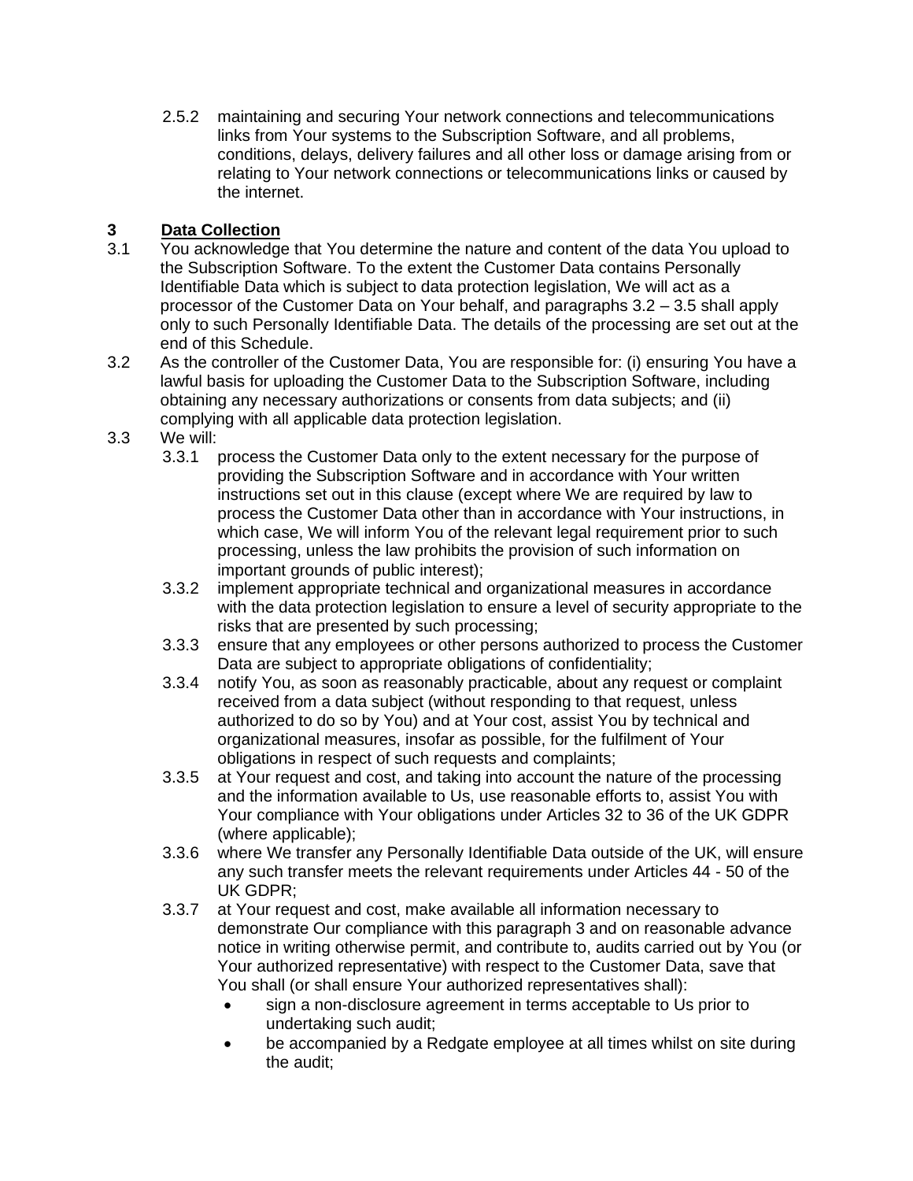2.5.2 maintaining and securing Your network connections and telecommunications links from Your systems to the Subscription Software, and all problems, conditions, delays, delivery failures and all other loss or damage arising from or relating to Your network connections or telecommunications links or caused by the internet.

## 3 Data Collection

3.1 You acknowledge that You determine the nature and content of the data You upload to the Subscription Software. To the extent the Customer Data contains Personally Identifiable Data which is subject to data protection legislation, We will act as a processor of the Customer Data on Your behalf, and paragraphs 3.2 – 3.5 shall apply only to such Personally Identifiable Data. The details of the processing are set out at the end of this Schedule.

3.2 As the controller of the Customer Data, You are responsible for: (i) ensuring You have a lawful basis for uploading the Customer Data to the Subscription Software, including obtaining any necessary authorizations or consents from data subjects; and (ii) complying with all applicable data protection legislation.

3.3 We will:

3.3.1 process the Customer Data only to the extent necessary for the purpose of providing the Subscription Software and in accordance with Your written instructions set out in this clause (except where We are required by law to process the Customer Data other than in accordance with Your instructions, in which case, We will inform You of the relevant legal requirement prior to such processing, unless the law prohibits the provision of such information on important grounds of public interest);

3.3.2 implement appropriate technical and organizational measures in accordance with the data protection legislation to ensure a level of security appropriate to the risks that are presented by such processing;

3.3.3 ensure that any employees or other persons authorized to process the Customer Data are subject to appropriate obligations of confidentiality;

3.3.4 notify You, as soon as reasonably practicable, about any request or complaint received from a data subject (without responding to that request, unless authorized to do so by You) and at Your cost, assist You by technical and organizational measures, insofar as possible, for the fulfilment of Your obligations in respect of such requests and complaints;

3.3.5 at Your request and cost, and taking into account the nature of the processing and the information available to Us, use reasonable efforts to, assist You with Your compliance with Your obligations under Articles 32 to 36 of the UK GDPR (where applicable);

3.3.6 where We transfer any Personally Identifiable Data outside of the UK, will ensure any such transfer meets the relevant requirements under Articles 44 - 50 of the UK GDPR;

3.3.7 at Your request and cost, make available all information necessary to demonstrate Our compliance with this paragraph 3 and on reasonable advance notice in writing otherwise permit, and contribute to, audits carried out by You (or Your authorized representative) with respect to the Customer Data, save that You shall (or shall ensure Your authorized representatives shall):

- sign a non-disclosure agreement in terms acceptable to Us prior to undertaking such audit;
- be accompanied by a Redgate employee at all times whilst on site during the audit;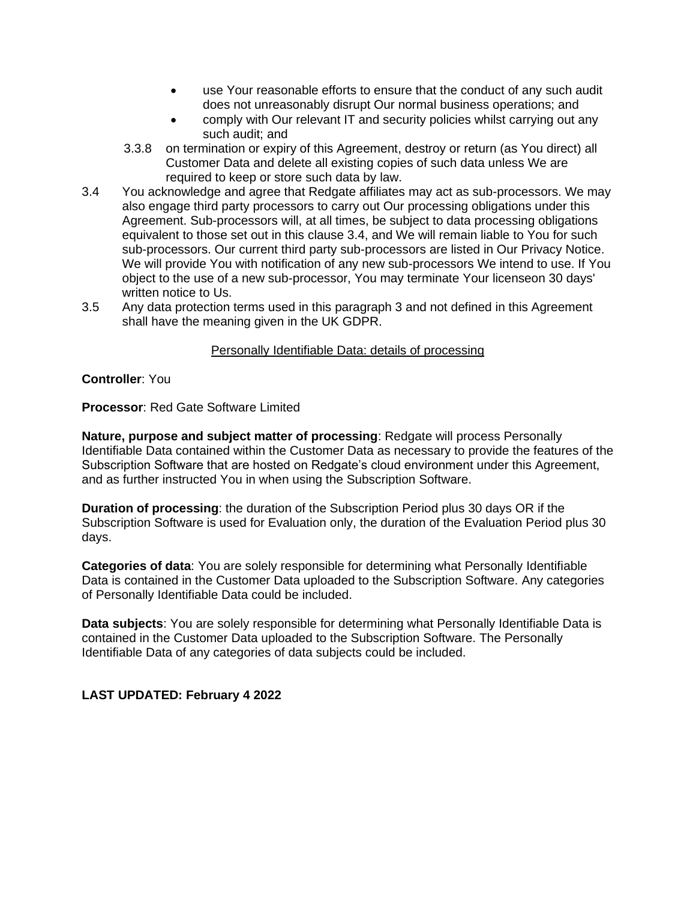- use Your reasonable efforts to ensure that the conduct of any such audit does not unreasonably disrupt Our normal business operations; and
- comply with Our relevant IT and security policies whilst carrying out any such audit; and

3.3.8 on termination or expiry of this Agreement, destroy or return (as You direct) all Customer Data and delete all existing copies of such data unless We are required to keep or store such data by law.

3.4 You acknowledge and agree that Redgate affiliates may act as sub-processors. We may also engage third party processors to carry out Our processing obligations under this Agreement. Sub-processors will, at all times, be subject to data processing obligations equivalent to those set out in this clause 3.4, and We will remain liable to You for such sub-processors. Our current third party sub-processors are listed in Our Privacy Notice. We will provide You with notification of any new sub-processors We intend to use. If You object to the use of a new sub-processor, You may terminate Your licenseon 30 days' written notice to Us.

3.5 Any data protection terms used in this paragraph 3 and not defined in this Agreement shall have the meaning given in the UK GDPR.

<u>Personally Identifiable Data: details of processing</u>

**Controller**: You

**Processor**: Red Gate Software Limited

**Nature, purpose and subject matter of processing**: Redgate will process Personally Identifiable Data contained within the Customer Data as necessary to provide the features of the Subscription Software that are hosted on Redgate's cloud environment under this Agreement, and as further instructed You in when using the Subscription Software.

**Duration of processing**: the duration of the Subscription Period plus 30 days OR if the Subscription Software is used for Evaluation only, the duration of the Evaluation Period plus 30 days.

**Categories of data**: You are solely responsible for determining what Personally Identifiable Data is contained in the Customer Data uploaded to the Subscription Software. Any categories of Personally Identifiable Data could be included.

**Data subjects**: You are solely responsible for determining what Personally Identifiable Data is contained in the Customer Data uploaded to the Subscription Software. The Personally Identifiable Data of any categories of data subjects could be included.

**LAST UPDATED: February 4 2022**